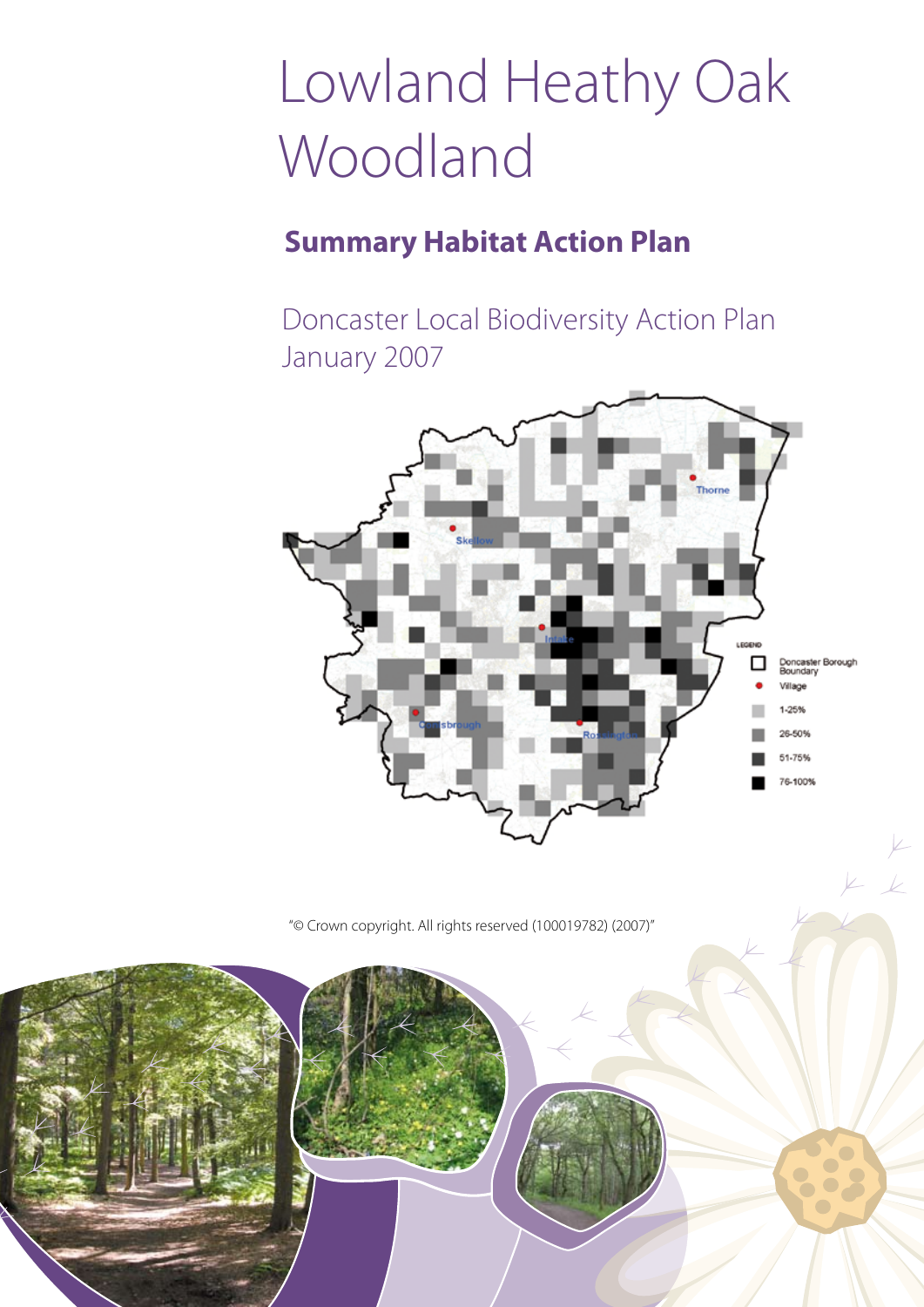# Lowland Heathy Oak Woodland

## Summary Habitat Action Plan

Doncaster Local Biodiversity Action Plan
January 2007

"© Crown copyright. All rights reserved (100019782) (2007)"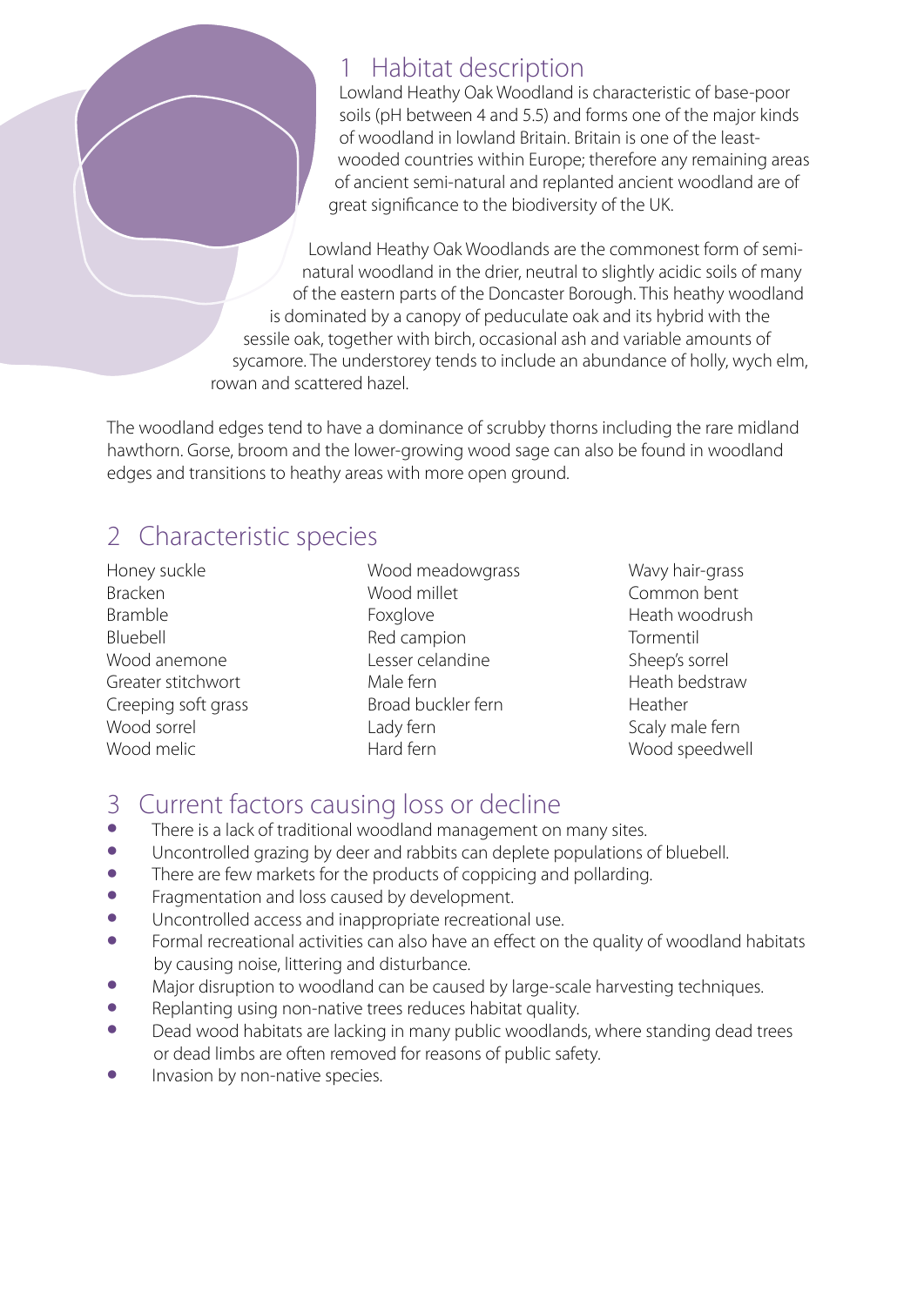## 1 Habitat description

Lowland Heathy Oak Woodland is characteristic of base-poor soils (pH between 4 and 5.5) and forms one of the major kinds of woodland in lowland Britain. Britain is one of the least-wooded countries within Europe; therefore any remaining areas of ancient semi-natural and replanted ancient woodland are of great significance to the biodiversity of the UK.

Lowland Heathy Oak Woodlands are the commonest form of semi-natural woodland in the drier, neutral to slightly acidic soils of many of the eastern parts of the Doncaster Borough. This heathy woodland is dominated by a canopy of peduculate oak and its hybrid with the sessile oak, together with birch, occasional ash and variable amounts of sycamore. The understorey tends to include an abundance of holly, wych elm, rowan and scattered hazel.

The woodland edges tend to have a dominance of scrubby thorns including the rare midland hawthorn. Gorse, broom and the lower-growing wood sage can also be found in woodland edges and transitions to heathy areas with more open ground.

## 2 Characteristic species

- Honey suckle
- Bracken
- Bramble
- Bluebell
- Wood anemone
- Greater stitchwort
- Creeping soft grass
- Wood sorrel
- Wood melic
- Wood meadowgrass
- Wood millet
- Foxglove
- Red campion
- Lesser celandine
- Male fern
- Broad buckler fern
- Lady fern
- Hard fern
- Wavy hair-grass
- Common bent
- Heath woodrush
- Tormentil
- Sheep's sorrel
- Heath bedstraw
- Heather
- Scaly male fern
- Wood speedwell

## 3 Current factors causing loss or decline

- There is a lack of traditional woodland management on many sites.
- Uncontrolled grazing by deer and rabbits can deplete populations of bluebell.
- There are few markets for the products of coppicing and pollarding.
- Fragmentation and loss caused by development.
- Uncontrolled access and inappropriate recreational use.
- Formal recreational activities can also have an effect on the quality of woodland habitats by causing noise, littering and disturbance.
- Major disruption to woodland can be caused by large-scale harvesting techniques.
- Replanting using non-native trees reduces habitat quality.
- Dead wood habitats are lacking in many public woodlands, where standing dead trees or dead limbs are often removed for reasons of public safety.
- Invasion by non-native species.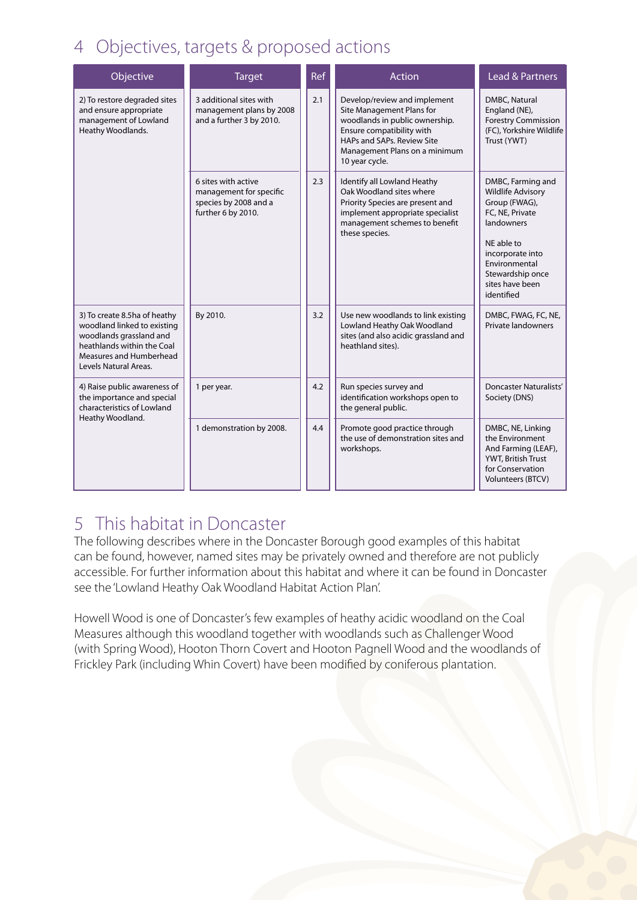# 4 Objectives, targets & proposed actions

| Objective | Target | Ref | Action | Lead & Partners |
|---|---|---|---|---|
| 2) To restore degraded sites and ensure appropriate management of Lowland Heathy Woodlands. | 3 additional sites with management plans by 2008 and a further 3 by 2010. | 2.1 | Develop/review and implement Site Management Plans for woodlands in public ownership. Ensure compatibility with HAPs and SAPs. Review Site Management Plans on a minimum 10 year cycle. | DMBC, Natural England (NE), Forestry Commission (FC), Yorkshire Wildlife Trust (YWT) |
| | 6 sites with active management for specific species by 2008 and a further 6 by 2010. | 2.3 | Identify all Lowland Heathy Oak Woodland sites where Priority Species are present and implement appropriate specialist management schemes to benefit these species. | DMBC, Farming and Wildlife Advisory Group (FWAG), FC, NE, Private landowners<br><br>NE able to incorporate into Environmental Stewardship once sites have been identified |
| 3) To create 8.5ha of heathy woodland linked to existing woodlands grassland and heathlands within the Coal Measures and Humberhead Levels Natural Areas. | By 2010. | 3.2 | Use new woodlands to link existing Lowland Heathy Oak Woodland sites (and also acidic grassland and heathland sites). | DMBC, FWAG, FC, NE, Private landowners |
| 4) Raise public awareness of the importance and special characteristics of Lowland Heathy Woodland. | 1 per year. | 4.2 | Run species survey and identification workshops open to the general public. | Doncaster Naturalists' Society (DNS) |
| | 1 demonstration by 2008. | 4.4 | Promote good practice through the use of demonstration sites and workshops. | DMBC, NE, Linking the Environment And Farming (LEAF), YWT, British Trust for Conservation Volunteers (BTCV) |

# 5 This habitat in Doncaster

The following describes where in the Doncaster Borough good examples of this habitat can be found, however, named sites may be privately owned and therefore are not publicly accessible. For further information about this habitat and where it can be found in Doncaster see the 'Lowland Heathy Oak Woodland Habitat Action Plan'.

Howell Wood is one of Doncaster's few examples of heathy acidic woodland on the Coal Measures although this woodland together with woodlands such as Challenger Wood (with Spring Wood), Hooton Thorn Covert and Hooton Pagnell Wood and the woodlands of Frickley Park (including Whin Covert) have been modified by coniferous plantation.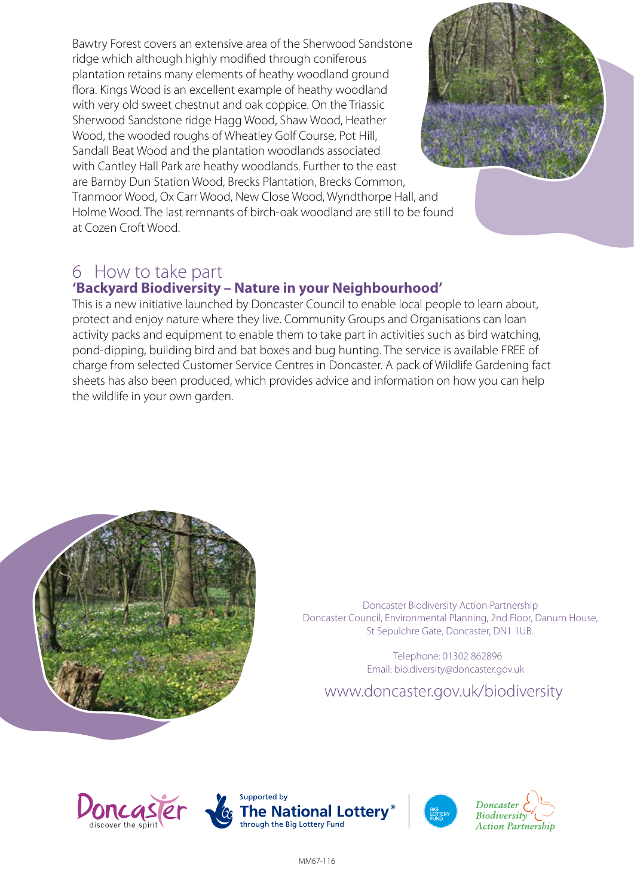Bawtry Forest covers an extensive area of the Sherwood Sandstone ridge which although highly modified through coniferous plantation retains many elements of heathy woodland ground flora. Kings Wood is an excellent example of heathy woodland with very old sweet chestnut and oak coppice. On the Triassic Sherwood Sandstone ridge Hagg Wood, Shaw Wood, Heather Wood, the wooded roughs of Wheatley Golf Course, Pot Hill, Sandall Beat Wood and the plantation woodlands associated with Cantley Hall Park are heathy woodlands. Further to the east are Barnby Dun Station Wood, Brecks Plantation, Brecks Common, Tranmoor Wood, Ox Carr Wood, New Close Wood, Wyndthorpe Hall, and Holme Wood. The last remnants of birch-oak woodland are still to be found at Cozen Croft Wood.

## 6 How to take part

**'Backyard Biodiversity – Nature in your Neighbourhood'**

This is a new initiative launched by Doncaster Council to enable local people to learn about, protect and enjoy nature where they live. Community Groups and Organisations can loan activity packs and equipment to enable them to take part in activities such as bird watching, pond-dipping, building bird and bat boxes and bug hunting. The service is available FREE of charge from selected Customer Service Centres in Doncaster. A pack of Wildlife Gardening fact sheets has also been produced, which provides advice and information on how you can help the wildlife in your own garden.

Doncaster Biodiversity Action Partnership
Doncaster Council, Environmental Planning, 2nd Floor, Danum House, St Sepulchre Gate, Doncaster, DN1 1UB.

Telephone: 01302 862896
Email: bio.diversity@doncaster.gov.uk

www.doncaster.gov.uk/biodiversity

Doncaster discover the spirit

Supported by The National Lottery® through the Big Lottery Fund

Big Lottery Fund

Doncaster Biodiversity Action Partnership

MM67-116